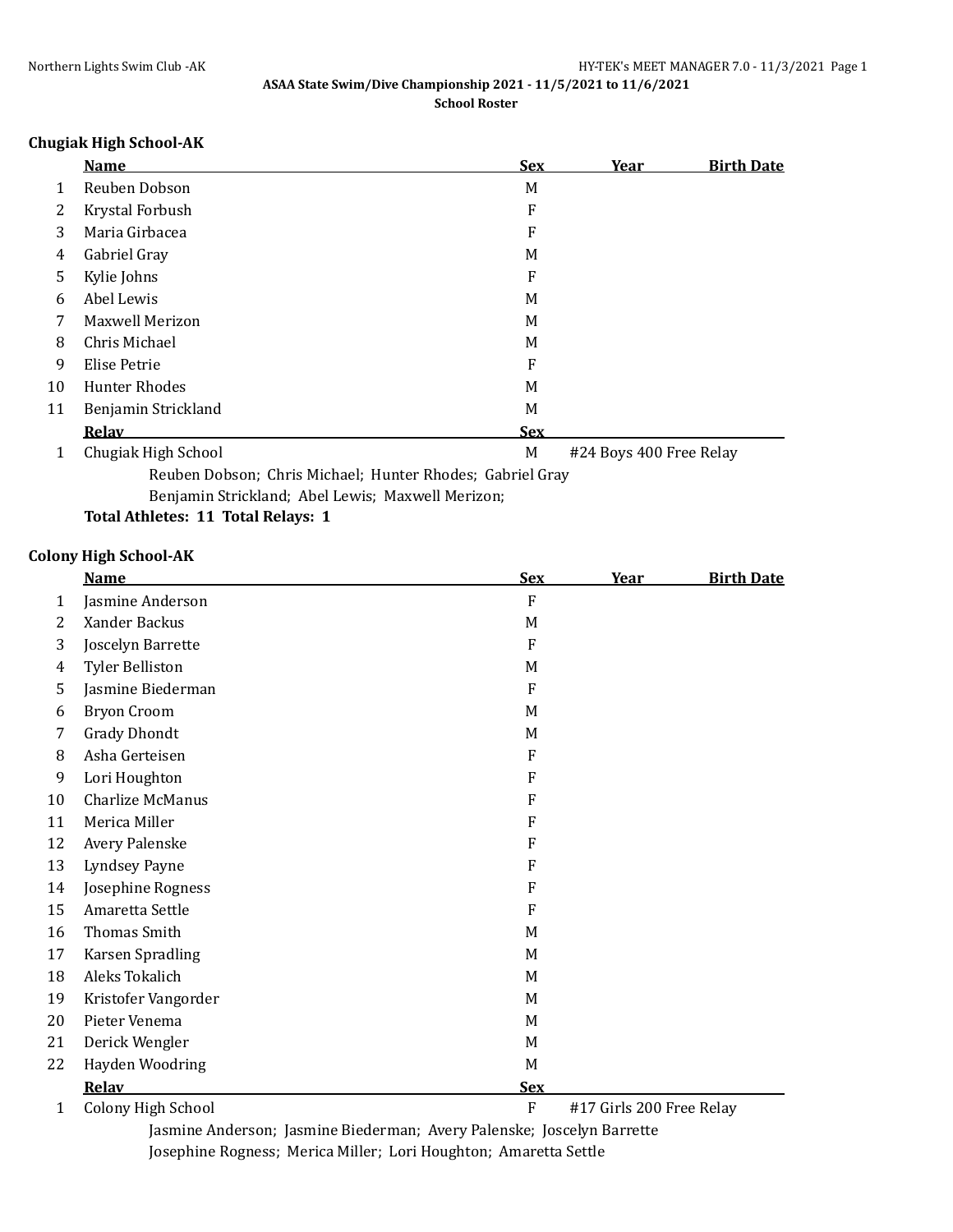**ASAA State Swim/Dive Championship 2021 - 11/5/2021 to 11/6/2021**

**School Roster**

### Chugiak High School-AK

| | Name | Sex | Year | Birth Date |
|---|---|---|---|---|
| 1 | Reuben Dobson | M | | |
| 2 | Krystal Forbush | F | | |
| 3 | Maria Girbacea | F | | |
| 4 | Gabriel Gray | M | | |
| 5 | Kylie Johns | F | | |
| 6 | Abel Lewis | M | | |
| 7 | Maxwell Merizon | M | | |
| 8 | Chris Michael | M | | |
| 9 | Elise Petrie | F | | |
| 10 | Hunter Rhodes | M | | |
| 11 | Benjamin Strickland | M | | |

| | Relay | Sex | |
|---|---|---|---|
| 1 | Chugiak High School | M | #24 Boys 400 Free Relay |

Reuben Dobson; Chris Michael; Hunter Rhodes; Gabriel Gray
Benjamin Strickland; Abel Lewis; Maxwell Merizon;

**Total Athletes: 11 Total Relays: 1**

### Colony High School-AK

| | Name | Sex | Year | Birth Date |
|---|---|---|---|---|
| 1 | Jasmine Anderson | F | | |
| 2 | Xander Backus | M | | |
| 3 | Joscelyn Barrette | F | | |
| 4 | Tyler Belliston | M | | |
| 5 | Jasmine Biederman | F | | |
| 6 | Bryon Croom | M | | |
| 7 | Grady Dhondt | M | | |
| 8 | Asha Gerteisen | F | | |
| 9 | Lori Houghton | F | | |
| 10 | Charlize McManus | F | | |
| 11 | Merica Miller | F | | |
| 12 | Avery Palenske | F | | |
| 13 | Lyndsey Payne | F | | |
| 14 | Josephine Rogness | F | | |
| 15 | Amaretta Settle | F | | |
| 16 | Thomas Smith | M | | |
| 17 | Karsen Spradling | M | | |
| 18 | Aleks Tokalich | M | | |
| 19 | Kristofer Vangorder | M | | |
| 20 | Pieter Venema | M | | |
| 21 | Derick Wengler | M | | |
| 22 | Hayden Woodring | M | | |

| | Relay | Sex | |
|---|---|---|---|
| 1 | Colony High School | F | #17 Girls 200 Free Relay |

Jasmine Anderson; Jasmine Biederman; Avery Palenske; Joscelyn Barrette
Josephine Rogness; Merica Miller; Lori Houghton; Amaretta Settle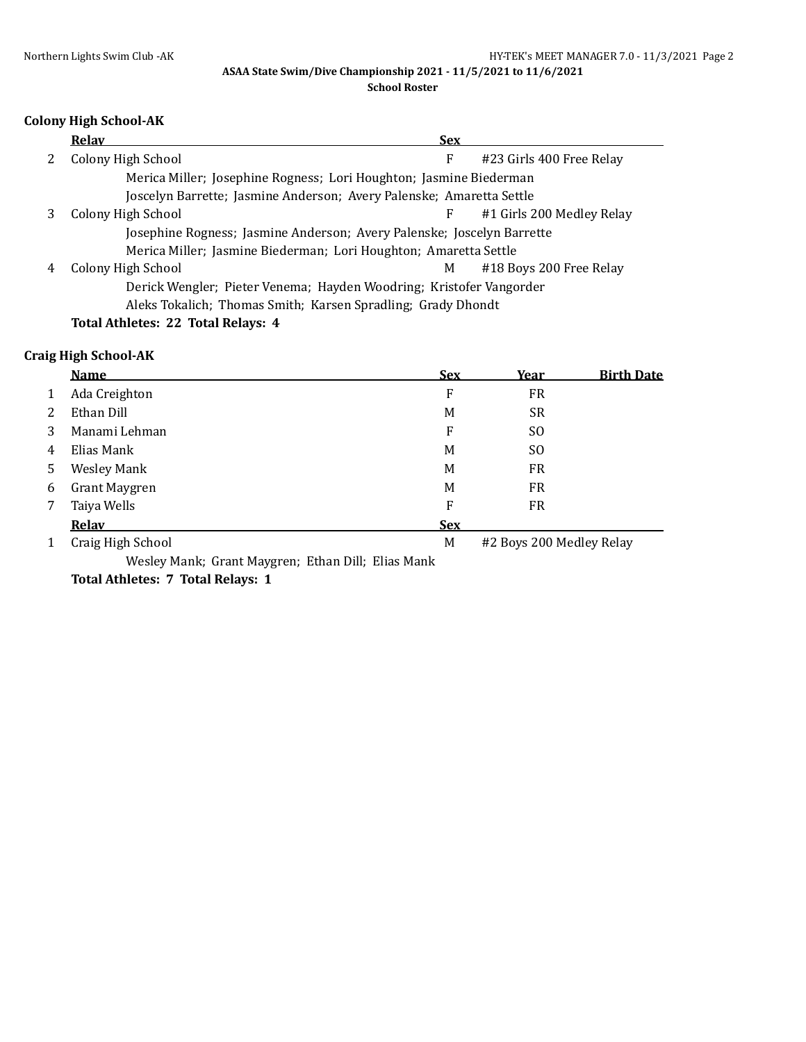### Colony High School-AK

| | Relay | Sex | |
|---|---|---|---|
| 2 | Colony High School | F | #23 Girls 400 Free Relay |
| | Merica Miller; Josephine Rogness; Lori Houghton; Jasmine Biederman | | |
| | Joscelyn Barrette; Jasmine Anderson; Avery Palenske; Amaretta Settle | | |
| 3 | Colony High School | F | #1 Girls 200 Medley Relay |
| | Josephine Rogness; Jasmine Anderson; Avery Palenske; Joscelyn Barrette | | |
| | Merica Miller; Jasmine Biederman; Lori Houghton; Amaretta Settle | | |
| 4 | Colony High School | M | #18 Boys 200 Free Relay |
| | Derick Wengler; Pieter Venema; Hayden Woodring; Kristofer Vangorder | | |
| | Aleks Tokalich; Thomas Smith; Karsen Spradling; Grady Dhondt | | |

**Total Athletes: 22 Total Relays: 4**

### Craig High School-AK

| | Name | Sex | Year | Birth Date |
|---|---|---|---|---|
| 1 | Ada Creighton | F | FR | |
| 2 | Ethan Dill | M | SR | |
| 3 | Manami Lehman | F | SO | |
| 4 | Elias Mank | M | SO | |
| 5 | Wesley Mank | M | FR | |
| 6 | Grant Maygren | M | FR | |
| 7 | Taiya Wells | F | FR | |

| | Relay | Sex | |
|---|---|---|---|
| 1 | Craig High School | M | #2 Boys 200 Medley Relay |
| | Wesley Mank; Grant Maygren; Ethan Dill; Elias Mank | | |

**Total Athletes: 7 Total Relays: 1**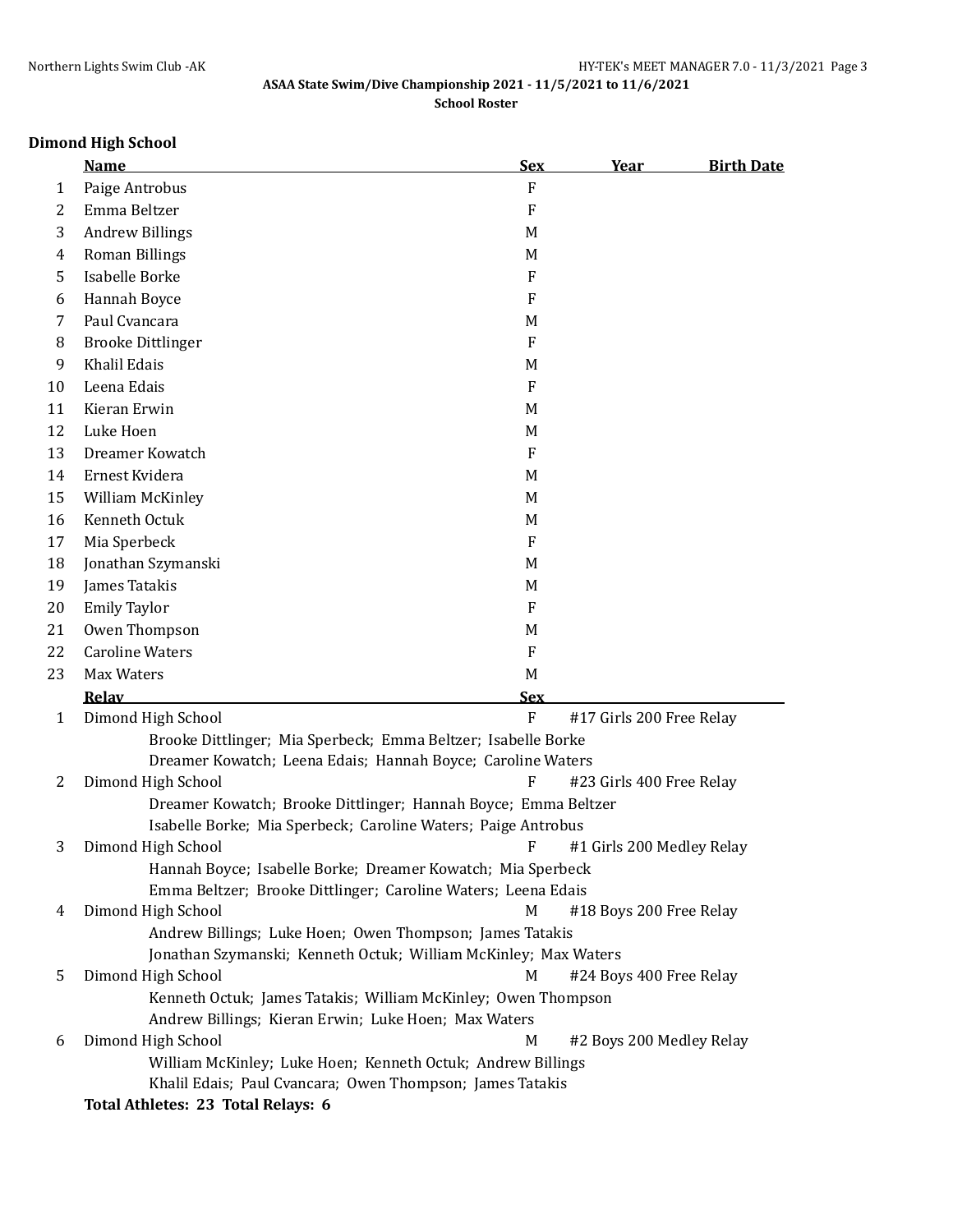**ASAA State Swim/Dive Championship 2021 - 11/5/2021 to 11/6/2021**

**School Roster**

### Dimond High School

| | Name | Sex | Year | Birth Date |
|---|---|---|---|---|
| 1 | Paige Antrobus | F | | |
| 2 | Emma Beltzer | F | | |
| 3 | Andrew Billings | M | | |
| 4 | Roman Billings | M | | |
| 5 | Isabelle Borke | F | | |
| 6 | Hannah Boyce | F | | |
| 7 | Paul Cvancara | M | | |
| 8 | Brooke Dittlinger | F | | |
| 9 | Khalil Edais | M | | |
| 10 | Leena Edais | F | | |
| 11 | Kieran Erwin | M | | |
| 12 | Luke Hoen | M | | |
| 13 | Dreamer Kowatch | F | | |
| 14 | Ernest Kvidera | M | | |
| 15 | William McKinley | M | | |
| 16 | Kenneth Octuk | M | | |
| 17 | Mia Sperbeck | F | | |
| 18 | Jonathan Szymanski | M | | |
| 19 | James Tatakis | M | | |
| 20 | Emily Taylor | F | | |
| 21 | Owen Thompson | M | | |
| 22 | Caroline Waters | F | | |
| 23 | Max Waters | M | | |

| | Relay | Sex | |
|---|---|---|---|
| 1 | Dimond High School | F | #17 Girls 200 Free Relay |
| | Brooke Dittlinger; Mia Sperbeck; Emma Beltzer; Isabelle Borke<br>Dreamer Kowatch; Leena Edais; Hannah Boyce; Caroline Waters | | |
| 2 | Dimond High School | F | #23 Girls 400 Free Relay |
| | Dreamer Kowatch; Brooke Dittlinger; Hannah Boyce; Emma Beltzer<br>Isabelle Borke; Mia Sperbeck; Caroline Waters; Paige Antrobus | | |
| 3 | Dimond High School | F | #1 Girls 200 Medley Relay |
| | Hannah Boyce; Isabelle Borke; Dreamer Kowatch; Mia Sperbeck<br>Emma Beltzer; Brooke Dittlinger; Caroline Waters; Leena Edais | | |
| 4 | Dimond High School | M | #18 Boys 200 Free Relay |
| | Andrew Billings; Luke Hoen; Owen Thompson; James Tatakis<br>Jonathan Szymanski; Kenneth Octuk; William McKinley; Max Waters | | |
| 5 | Dimond High School | M | #24 Boys 400 Free Relay |
| | Kenneth Octuk; James Tatakis; William McKinley; Owen Thompson<br>Andrew Billings; Kieran Erwin; Luke Hoen; Max Waters | | |
| 6 | Dimond High School | M | #2 Boys 200 Medley Relay |
| | William McKinley; Luke Hoen; Kenneth Octuk; Andrew Billings<br>Khalil Edais; Paul Cvancara; Owen Thompson; James Tatakis | | |

**Total Athletes: 23 Total Relays: 6**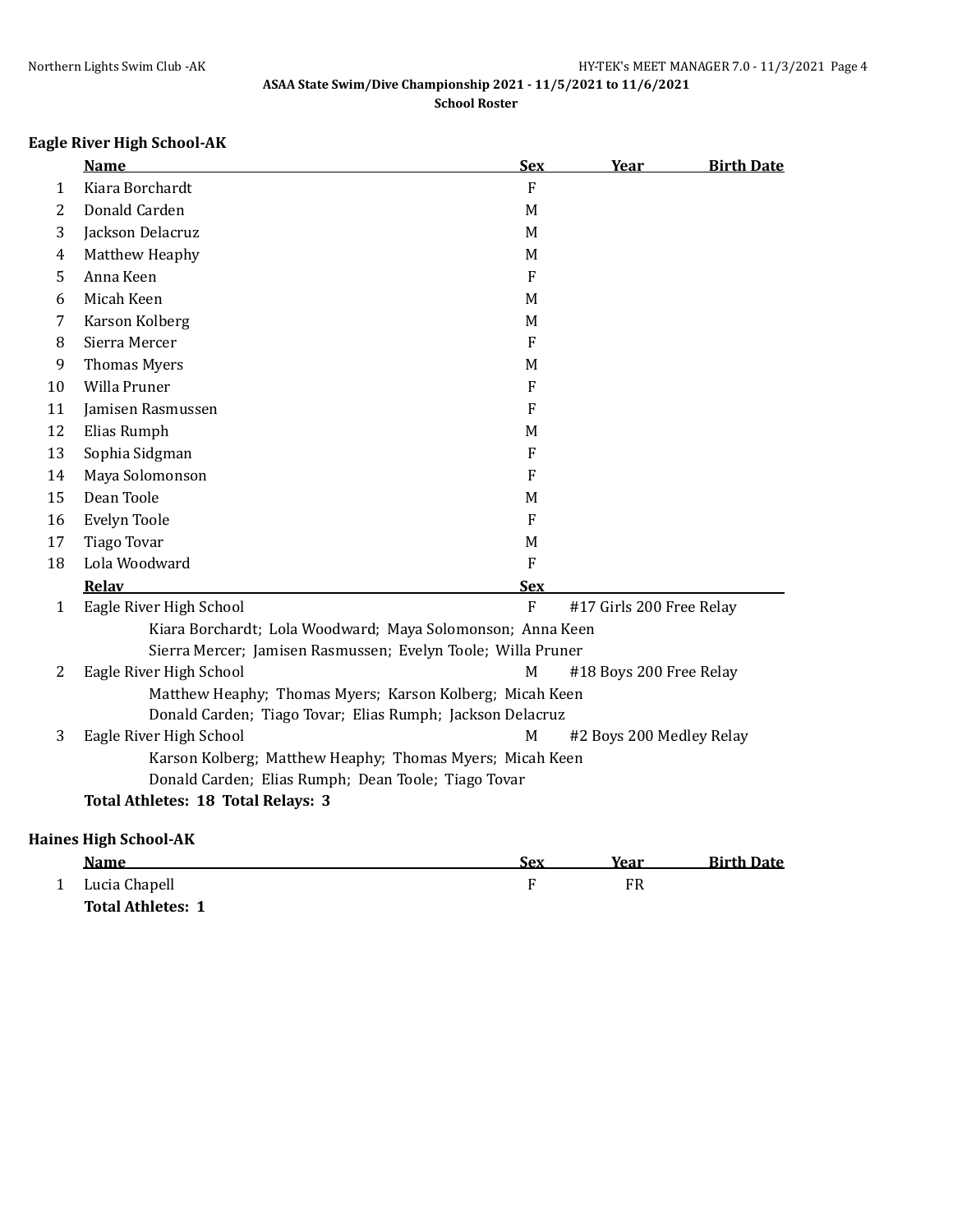## ASAA State Swim/Dive Championship 2021 - 11/5/2021 to 11/6/2021

**School Roster**

### Eagle River High School-AK

| | Name | Sex | Year | Birth Date |
|---|---|---|---|---|
| 1 | Kiara Borchardt | F | | |
| 2 | Donald Carden | M | | |
| 3 | Jackson Delacruz | M | | |
| 4 | Matthew Heaphy | M | | |
| 5 | Anna Keen | F | | |
| 6 | Micah Keen | M | | |
| 7 | Karson Kolberg | M | | |
| 8 | Sierra Mercer | F | | |
| 9 | Thomas Myers | M | | |
| 10 | Willa Pruner | F | | |
| 11 | Jamisen Rasmussen | F | | |
| 12 | Elias Rumph | M | | |
| 13 | Sophia Sidgman | F | | |
| 14 | Maya Solomonson | F | | |
| 15 | Dean Toole | M | | |
| 16 | Evelyn Toole | F | | |
| 17 | Tiago Tovar | M | | |
| 18 | Lola Woodward | F | | |

| | Relay | Sex | |
|---|---|---|---|
| 1 | Eagle River High School | F | #17 Girls 200 Free Relay |
| | Kiara Borchardt; Lola Woodward; Maya Solomonson; Anna Keen<br>Sierra Mercer; Jamisen Rasmussen; Evelyn Toole; Willa Pruner | | |
| 2 | Eagle River High School | M | #18 Boys 200 Free Relay |
| | Matthew Heaphy; Thomas Myers; Karson Kolberg; Micah Keen<br>Donald Carden; Tiago Tovar; Elias Rumph; Jackson Delacruz | | |
| 3 | Eagle River High School | M | #2 Boys 200 Medley Relay |
| | Karson Kolberg; Matthew Heaphy; Thomas Myers; Micah Keen<br>Donald Carden; Elias Rumph; Dean Toole; Tiago Tovar | | |

**Total Athletes: 18 Total Relays: 3**

### Haines High School-AK

| | Name | Sex | Year | Birth Date |
|---|---|---|---|---|
| 1 | Lucia Chapell | F | FR | |

**Total Athletes: 1**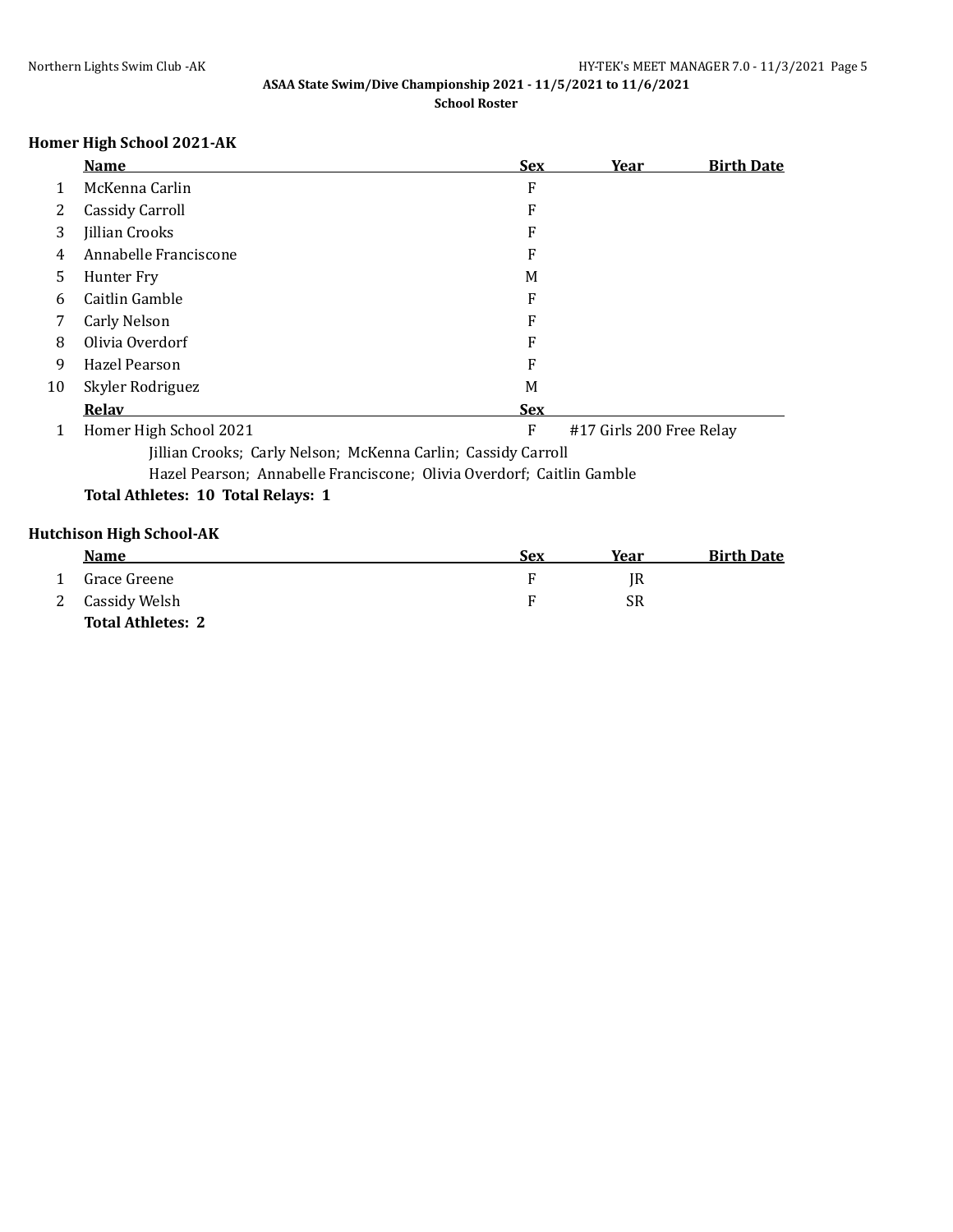## Homer High School 2021-AK

| | Name | Sex | Year | Birth Date |
|---|---|---|---|---|
| 1 | McKenna Carlin | F | | |
| 2 | Cassidy Carroll | F | | |
| 3 | Jillian Crooks | F | | |
| 4 | Annabelle Franciscone | F | | |
| 5 | Hunter Fry | M | | |
| 6 | Caitlin Gamble | F | | |
| 7 | Carly Nelson | F | | |
| 8 | Olivia Overdorf | F | | |
| 9 | Hazel Pearson | F | | |
| 10 | Skyler Rodriguez | M | | |

| | Relay | Sex | |
|---|---|---|---|
| 1 | Homer High School 2021 | F | #17 Girls 200 Free Relay |

Jillian Crooks; Carly Nelson; McKenna Carlin; Cassidy Carroll
Hazel Pearson; Annabelle Franciscone; Olivia Overdorf; Caitlin Gamble

**Total Athletes: 10 Total Relays: 1**

## Hutchison High School-AK

| | Name | Sex | Year | Birth Date |
|---|---|---|---|---|
| 1 | Grace Greene | F | JR | |
| 2 | Cassidy Welsh | F | SR | |

**Total Athletes: 2**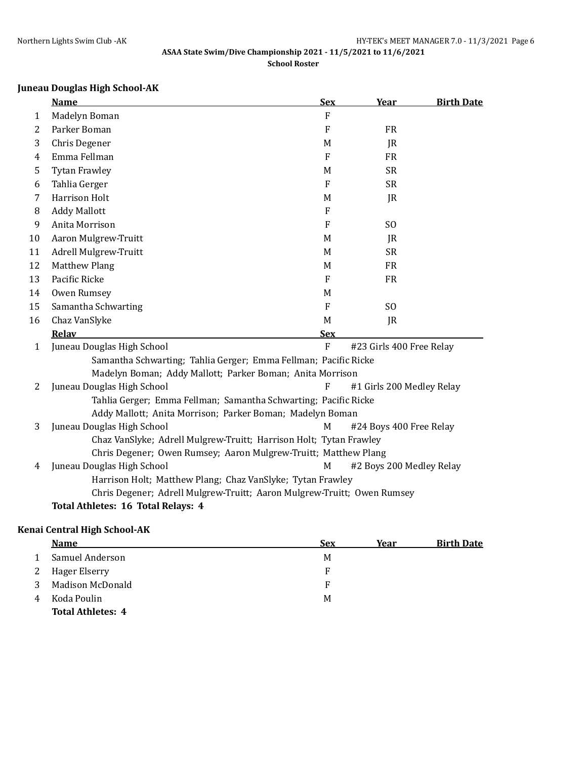## Juneau Douglas High School-AK

| | Name | Sex | Year | Birth Date |
|---|---|---|---|---|
| 1 | Madelyn Boman | F | | |
| 2 | Parker Boman | F | FR | |
| 3 | Chris Degener | M | JR | |
| 4 | Emma Fellman | F | FR | |
| 5 | Tytan Frawley | M | SR | |
| 6 | Tahlia Gerger | F | SR | |
| 7 | Harrison Holt | M | JR | |
| 8 | Addy Mallott | F | | |
| 9 | Anita Morrison | F | SO | |
| 10 | Aaron Mulgrew-Truitt | M | JR | |
| 11 | Adrell Mulgrew-Truitt | M | SR | |
| 12 | Matthew Plang | M | FR | |
| 13 | Pacific Ricke | F | FR | |
| 14 | Owen Rumsey | M | | |
| 15 | Samantha Schwarting | F | SO | |
| 16 | Chaz VanSlyke | M | JR | |

| | Relay | Sex | |
|---|---|---|---|
| 1 | Juneau Douglas High School | F | #23 Girls 400 Free Relay |
| | Samantha Schwarting; Tahlia Gerger; Emma Fellman; Pacific Ricke | | |
| | Madelyn Boman; Addy Mallott; Parker Boman; Anita Morrison | | |
| 2 | Juneau Douglas High School | F | #1 Girls 200 Medley Relay |
| | Tahlia Gerger; Emma Fellman; Samantha Schwarting; Pacific Ricke | | |
| | Addy Mallott; Anita Morrison; Parker Boman; Madelyn Boman | | |
| 3 | Juneau Douglas High School | M | #24 Boys 400 Free Relay |
| | Chaz VanSlyke; Adrell Mulgrew-Truitt; Harrison Holt; Tytan Frawley | | |
| | Chris Degener; Owen Rumsey; Aaron Mulgrew-Truitt; Matthew Plang | | |
| 4 | Juneau Douglas High School | M | #2 Boys 200 Medley Relay |
| | Harrison Holt; Matthew Plang; Chaz VanSlyke; Tytan Frawley | | |
| | Chris Degener; Adrell Mulgrew-Truitt; Aaron Mulgrew-Truitt; Owen Rumsey | | |

**Total Athletes: 16 Total Relays: 4**

## Kenai Central High School-AK

| | Name | Sex | Year | Birth Date |
|---|---|---|---|---|
| 1 | Samuel Anderson | M | | |
| 2 | Hager Elserry | F | | |
| 3 | Madison McDonald | F | | |
| 4 | Koda Poulin | M | | |

**Total Athletes: 4**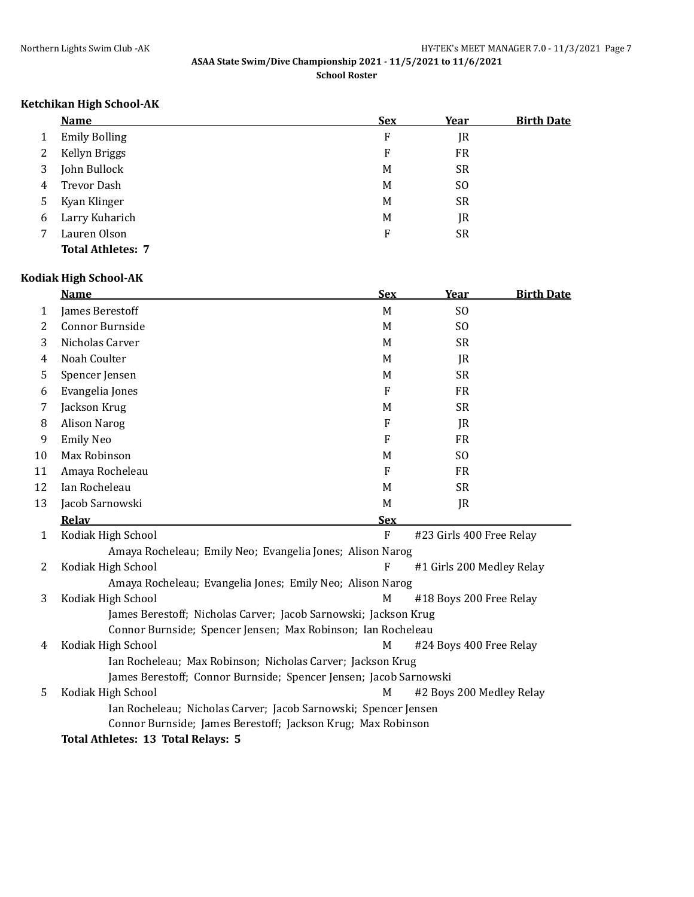ASAA State Swim/Dive Championship 2021 - 11/5/2021 to 11/6/2021

School Roster

### Ketchikan High School-AK

| | Name | Sex | Year | Birth Date |
|---|---|---|---|---|
| 1 | Emily Bolling | F | JR | |
| 2 | Kellyn Briggs | F | FR | |
| 3 | John Bullock | M | SR | |
| 4 | Trevor Dash | M | SO | |
| 5 | Kyan Klinger | M | SR | |
| 6 | Larry Kuharich | M | JR | |
| 7 | Lauren Olson | F | SR | |

**Total Athletes: 7**

### Kodiak High School-AK

| | Name | Sex | Year | Birth Date |
|---|---|---|---|---|
| 1 | James Berestoff | M | SO | |
| 2 | Connor Burnside | M | SO | |
| 3 | Nicholas Carver | M | SR | |
| 4 | Noah Coulter | M | JR | |
| 5 | Spencer Jensen | M | SR | |
| 6 | Evangelia Jones | F | FR | |
| 7 | Jackson Krug | M | SR | |
| 8 | Alison Narog | F | JR | |
| 9 | Emily Neo | F | FR | |
| 10 | Max Robinson | M | SO | |
| 11 | Amaya Rocheleau | F | FR | |
| 12 | Ian Rocheleau | M | SR | |
| 13 | Jacob Sarnowski | M | JR | |

| | Relay | Sex | Event |
|---|---|---|---|
| 1 | Kodiak High School | F | #23 Girls 400 Free Relay |
| | Amaya Rocheleau; Emily Neo; Evangelia Jones; Alison Narog | | |
| 2 | Kodiak High School | F | #1 Girls 200 Medley Relay |
| | Amaya Rocheleau; Evangelia Jones; Emily Neo; Alison Narog | | |
| 3 | Kodiak High School | M | #18 Boys 200 Free Relay |
| | James Berestoff; Nicholas Carver; Jacob Sarnowski; Jackson Krug | | |
| | Connor Burnside; Spencer Jensen; Max Robinson; Ian Rocheleau | | |
| 4 | Kodiak High School | M | #24 Boys 400 Free Relay |
| | Ian Rocheleau; Max Robinson; Nicholas Carver; Jackson Krug | | |
| | James Berestoff; Connor Burnside; Spencer Jensen; Jacob Sarnowski | | |
| 5 | Kodiak High School | M | #2 Boys 200 Medley Relay |
| | Ian Rocheleau; Nicholas Carver; Jacob Sarnowski; Spencer Jensen | | |
| | Connor Burnside; James Berestoff; Jackson Krug; Max Robinson | | |

**Total Athletes: 13 Total Relays: 5**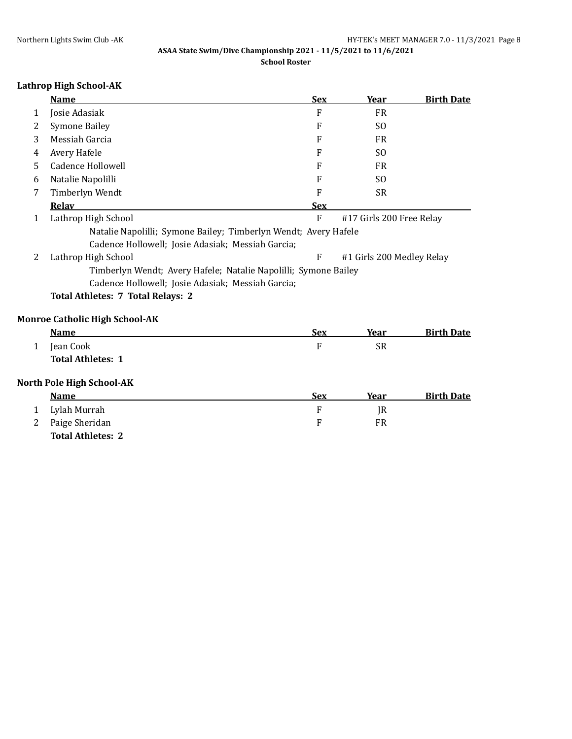**ASAA State Swim/Dive Championship 2021 - 11/5/2021 to 11/6/2021**

**School Roster**

### Lathrop High School-AK

| | Name | Sex | Year | Birth Date |
|---|---|---|---|---|
| 1 | Josie Adasiak | F | FR | |
| 2 | Symone Bailey | F | SO | |
| 3 | Messiah Garcia | F | FR | |
| 4 | Avery Hafele | F | SO | |
| 5 | Cadence Hollowell | F | FR | |
| 6 | Natalie Napolilli | F | SO | |
| 7 | Timberlyn Wendt | F | SR | |

| | Relay | Sex | |
|---|---|---|---|
| 1 | Lathrop High School | F | #17 Girls 200 Free Relay |
| | Natalie Napolilli; Symone Bailey; Timberlyn Wendt; Avery Hafele<br>Cadence Hollowell; Josie Adasiak; Messiah Garcia; | | |
| 2 | Lathrop High School | F | #1 Girls 200 Medley Relay |
| | Timberlyn Wendt; Avery Hafele; Natalie Napolilli; Symone Bailey<br>Cadence Hollowell; Josie Adasiak; Messiah Garcia; | | |

**Total Athletes: 7 Total Relays: 2**

### Monroe Catholic High School-AK

| | Name | Sex | Year | Birth Date |
|---|---|---|---|---|
| 1 | Jean Cook | F | SR | |

**Total Athletes: 1**

### North Pole High School-AK

| | Name | Sex | Year | Birth Date |
|---|---|---|---|---|
| 1 | Lylah Murrah | F | JR | |
| 2 | Paige Sheridan | F | FR | |

**Total Athletes: 2**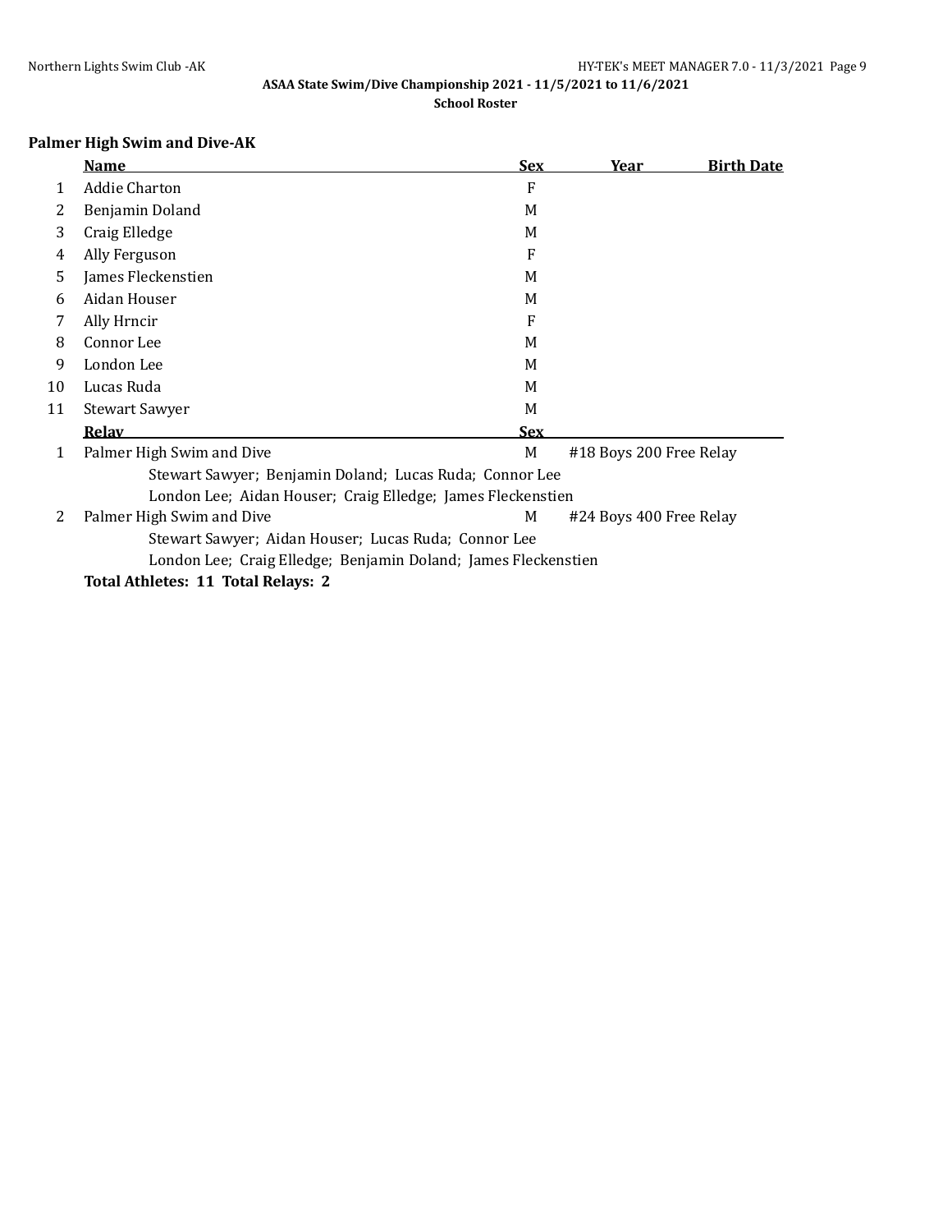ASAA State Swim/Dive Championship 2021 - 11/5/2021 to 11/6/2021

School Roster

### Palmer High Swim and Dive-AK

| | Name | Sex | Year | Birth Date |
|---|---|---|---|---|
| 1 | Addie Charton | F | | |
| 2 | Benjamin Doland | M | | |
| 3 | Craig Elledge | M | | |
| 4 | Ally Ferguson | F | | |
| 5 | James Fleckenstien | M | | |
| 6 | Aidan Houser | M | | |
| 7 | Ally Hrncir | F | | |
| 8 | Connor Lee | M | | |
| 9 | London Lee | M | | |
| 10 | Lucas Ruda | M | | |
| 11 | Stewart Sawyer | M | | |

| | Relay | Sex | |
|---|---|---|---|
| 1 | Palmer High Swim and Dive | M | #18 Boys 200 Free Relay |
| | Stewart Sawyer; Benjamin Doland; Lucas Ruda; Connor Lee | | |
| | London Lee; Aidan Houser; Craig Elledge; James Fleckenstien | | |
| 2 | Palmer High Swim and Dive | M | #24 Boys 400 Free Relay |
| | Stewart Sawyer; Aidan Houser; Lucas Ruda; Connor Lee | | |
| | London Lee; Craig Elledge; Benjamin Doland; James Fleckenstien | | |

**Total Athletes: 11 Total Relays: 2**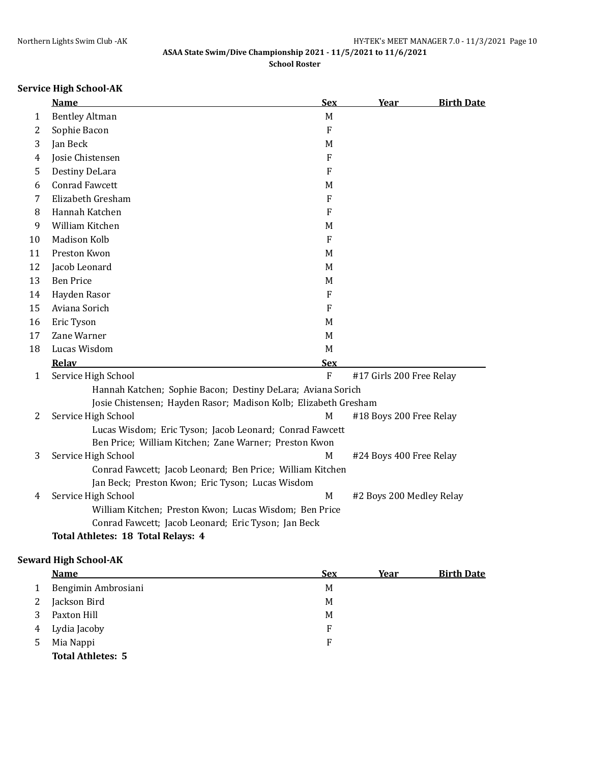## ASAA State Swim/Dive Championship 2021 - 11/5/2021 to 11/6/2021

### School Roster

### Service High School-AK

| | Name | Sex | Year | Birth Date |
|---|---|---|---|---|
| 1 | Bentley Altman | M | | |
| 2 | Sophie Bacon | F | | |
| 3 | Jan Beck | M | | |
| 4 | Josie Chistensen | F | | |
| 5 | Destiny DeLara | F | | |
| 6 | Conrad Fawcett | M | | |
| 7 | Elizabeth Gresham | F | | |
| 8 | Hannah Katchen | F | | |
| 9 | William Kitchen | M | | |
| 10 | Madison Kolb | F | | |
| 11 | Preston Kwon | M | | |
| 12 | Jacob Leonard | M | | |
| 13 | Ben Price | M | | |
| 14 | Hayden Rasor | F | | |
| 15 | Aviana Sorich | F | | |
| 16 | Eric Tyson | M | | |
| 17 | Zane Warner | M | | |
| 18 | Lucas Wisdom | M | | |

| | Relay | Sex | |
|---|---|---|---|
| 1 | Service High School | F | #17 Girls 200 Free Relay |
| | Hannah Katchen; Sophie Bacon; Destiny DeLara; Aviana Sorich | | |
| | Josie Chistensen; Hayden Rasor; Madison Kolb; Elizabeth Gresham | | |
| 2 | Service High School | M | #18 Boys 200 Free Relay |
| | Lucas Wisdom; Eric Tyson; Jacob Leonard; Conrad Fawcett | | |
| | Ben Price; William Kitchen; Zane Warner; Preston Kwon | | |
| 3 | Service High School | M | #24 Boys 400 Free Relay |
| | Conrad Fawcett; Jacob Leonard; Ben Price; William Kitchen | | |
| | Jan Beck; Preston Kwon; Eric Tyson; Lucas Wisdom | | |
| 4 | Service High School | M | #2 Boys 200 Medley Relay |
| | William Kitchen; Preston Kwon; Lucas Wisdom; Ben Price | | |
| | Conrad Fawcett; Jacob Leonard; Eric Tyson; Jan Beck | | |

**Total Athletes: 18 Total Relays: 4**

### Seward High School-AK

| | Name | Sex | Year | Birth Date |
|---|---|---|---|---|
| 1 | Bengimin Ambrosiani | M | | |
| 2 | Jackson Bird | M | | |
| 3 | Paxton Hill | M | | |
| 4 | Lydia Jacoby | F | | |
| 5 | Mia Nappi | F | | |

**Total Athletes: 5**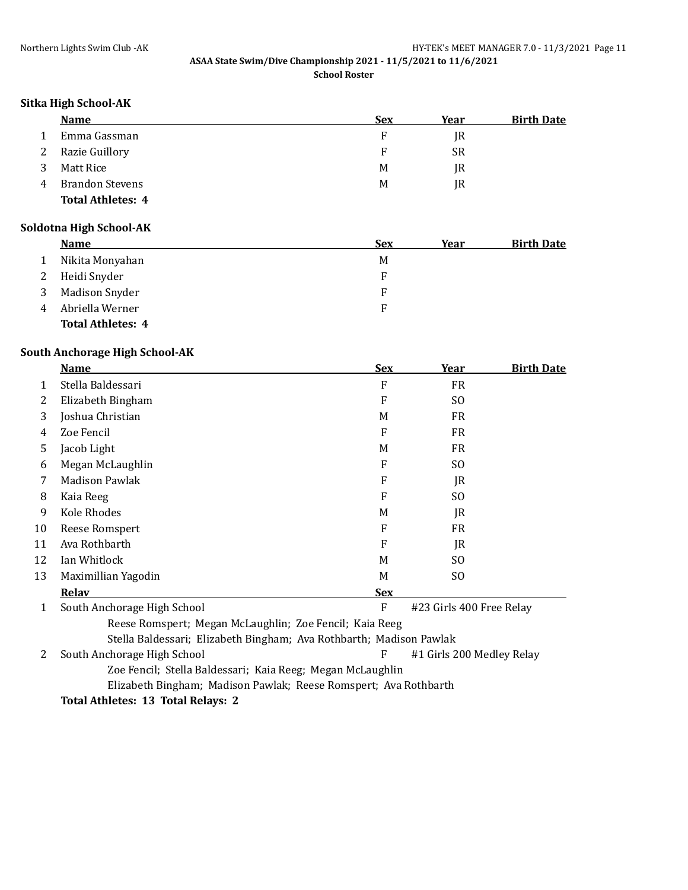## Sitka High School-AK

| | Name | Sex | Year | Birth Date |
|---|---|---|---|---|
| 1 | Emma Gassman | F | JR | |
| 2 | Razie Guillory | F | SR | |
| 3 | Matt Rice | M | JR | |
| 4 | Brandon Stevens | M | JR | |

**Total Athletes: 4**

## Soldotna High School-AK

| | Name | Sex | Year | Birth Date |
|---|---|---|---|---|
| 1 | Nikita Monyahan | M | | |
| 2 | Heidi Snyder | F | | |
| 3 | Madison Snyder | F | | |
| 4 | Abriella Werner | F | | |

**Total Athletes: 4**

## South Anchorage High School-AK

| | Name | Sex | Year | Birth Date |
|---|---|---|---|---|
| 1 | Stella Baldessari | F | FR | |
| 2 | Elizabeth Bingham | F | SO | |
| 3 | Joshua Christian | M | FR | |
| 4 | Zoe Fencil | F | FR | |
| 5 | Jacob Light | M | FR | |
| 6 | Megan McLaughlin | F | SO | |
| 7 | Madison Pawlak | F | JR | |
| 8 | Kaia Reeg | F | SO | |
| 9 | Kole Rhodes | M | JR | |
| 10 | Reese Romspert | F | FR | |
| 11 | Ava Rothbarth | F | JR | |
| 12 | Ian Whitlock | M | SO | |
| 13 | Maximillian Yagodin | M | SO | |

| | Relay | Sex | Event |
|---|---|---|---|
| 1 | South Anchorage High School | F | #23 Girls 400 Free Relay |
| | Reese Romspert; Megan McLaughlin; Zoe Fencil; Kaia Reeg | | |
| | Stella Baldessari; Elizabeth Bingham; Ava Rothbarth; Madison Pawlak | | |
| 2 | South Anchorage High School | F | #1 Girls 200 Medley Relay |
| | Zoe Fencil; Stella Baldessari; Kaia Reeg; Megan McLaughlin | | |
| | Elizabeth Bingham; Madison Pawlak; Reese Romspert; Ava Rothbarth | | |

**Total Athletes: 13 Total Relays: 2**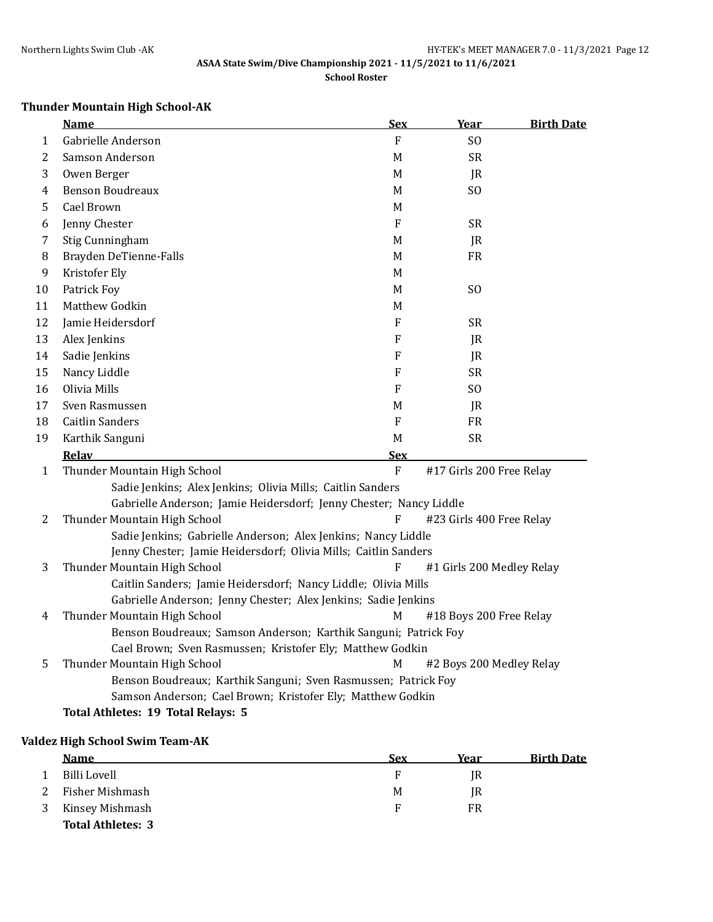ASAA State Swim/Dive Championship 2021 - 11/5/2021 to 11/6/2021

School Roster

### Thunder Mountain High School-AK

| | Name | Sex | Year | Birth Date |
|---|---|---|---|---|
| 1 | Gabrielle Anderson | F | SO | |
| 2 | Samson Anderson | M | SR | |
| 3 | Owen Berger | M | JR | |
| 4 | Benson Boudreaux | M | SO | |
| 5 | Cael Brown | M | | |
| 6 | Jenny Chester | F | SR | |
| 7 | Stig Cunningham | M | JR | |
| 8 | Brayden DeTienne-Falls | M | FR | |
| 9 | Kristofer Ely | M | | |
| 10 | Patrick Foy | M | SO | |
| 11 | Matthew Godkin | M | | |
| 12 | Jamie Heidersdorf | F | SR | |
| 13 | Alex Jenkins | F | JR | |
| 14 | Sadie Jenkins | F | JR | |
| 15 | Nancy Liddle | F | SR | |
| 16 | Olivia Mills | F | SO | |
| 17 | Sven Rasmussen | M | JR | |
| 18 | Caitlin Sanders | F | FR | |
| 19 | Karthik Sanguni | M | SR | |

| | Relay | Sex | |
|---|---|---|---|
| 1 | Thunder Mountain High School | F | #17 Girls 200 Free Relay |
| | Sadie Jenkins; Alex Jenkins; Olivia Mills; Caitlin Sanders | | |
| | Gabrielle Anderson; Jamie Heidersdorf; Jenny Chester; Nancy Liddle | | |
| 2 | Thunder Mountain High School | F | #23 Girls 400 Free Relay |
| | Sadie Jenkins; Gabrielle Anderson; Alex Jenkins; Nancy Liddle | | |
| | Jenny Chester; Jamie Heidersdorf; Olivia Mills; Caitlin Sanders | | |
| 3 | Thunder Mountain High School | F | #1 Girls 200 Medley Relay |
| | Caitlin Sanders; Jamie Heidersdorf; Nancy Liddle; Olivia Mills | | |
| | Gabrielle Anderson; Jenny Chester; Alex Jenkins; Sadie Jenkins | | |
| 4 | Thunder Mountain High School | M | #18 Boys 200 Free Relay |
| | Benson Boudreaux; Samson Anderson; Karthik Sanguni; Patrick Foy | | |
| | Cael Brown; Sven Rasmussen; Kristofer Ely; Matthew Godkin | | |
| 5 | Thunder Mountain High School | M | #2 Boys 200 Medley Relay |
| | Benson Boudreaux; Karthik Sanguni; Sven Rasmussen; Patrick Foy | | |
| | Samson Anderson; Cael Brown; Kristofer Ely; Matthew Godkin | | |

**Total Athletes: 19 Total Relays: 5**

### Valdez High School Swim Team-AK

| | Name | Sex | Year | Birth Date |
|---|---|---|---|---|
| 1 | Billi Lovell | F | JR | |
| 2 | Fisher Mishmash | M | JR | |
| 3 | Kinsey Mishmash | F | FR | |

**Total Athletes: 3**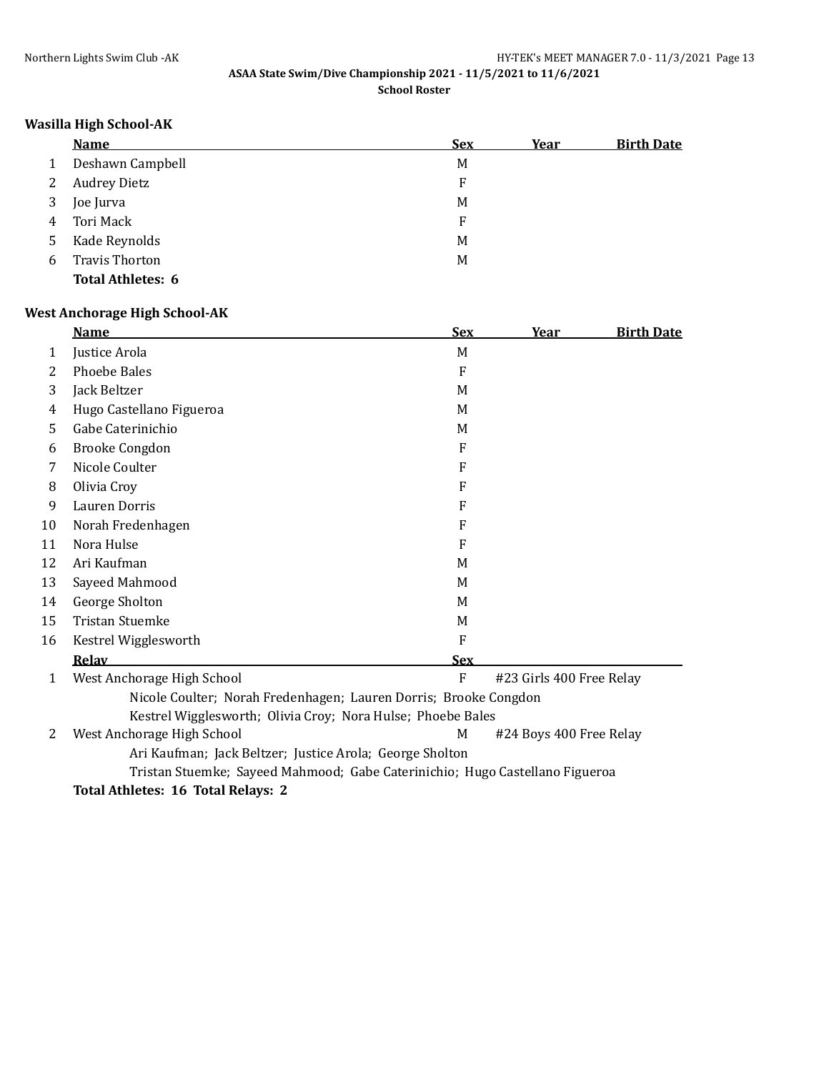## Wasilla High School-AK

| | Name | Sex | Year | Birth Date |
|---|---|---|---|---|
| 1 | Deshawn Campbell | M | | |
| 2 | Audrey Dietz | F | | |
| 3 | Joe Jurva | M | | |
| 4 | Tori Mack | F | | |
| 5 | Kade Reynolds | M | | |
| 6 | Travis Thorton | M | | |

**Total Athletes: 6**

## West Anchorage High School-AK

| | Name | Sex | Year | Birth Date |
|---|---|---|---|---|
| 1 | Justice Arola | M | | |
| 2 | Phoebe Bales | F | | |
| 3 | Jack Beltzer | M | | |
| 4 | Hugo Castellano Figueroa | M | | |
| 5 | Gabe Caterinichio | M | | |
| 6 | Brooke Congdon | F | | |
| 7 | Nicole Coulter | F | | |
| 8 | Olivia Croy | F | | |
| 9 | Lauren Dorris | F | | |
| 10 | Norah Fredenhagen | F | | |
| 11 | Nora Hulse | F | | |
| 12 | Ari Kaufman | M | | |
| 13 | Sayeed Mahmood | M | | |
| 14 | George Sholton | M | | |
| 15 | Tristan Stuemke | M | | |
| 16 | Kestrel Wigglesworth | F | | |

| | Relay | Sex | Event |
|---|---|---|---|
| 1 | West Anchorage High School | F | #23 Girls 400 Free Relay |
| | Nicole Coulter; Norah Fredenhagen; Lauren Dorris; Brooke Congdon<br>Kestrel Wigglesworth; Olivia Croy; Nora Hulse; Phoebe Bales | | |
| 2 | West Anchorage High School | M | #24 Boys 400 Free Relay |
| | Ari Kaufman; Jack Beltzer; Justice Arola; George Sholton<br>Tristan Stuemke; Sayeed Mahmood; Gabe Caterinichio; Hugo Castellano Figueroa | | |

**Total Athletes: 16 Total Relays: 2**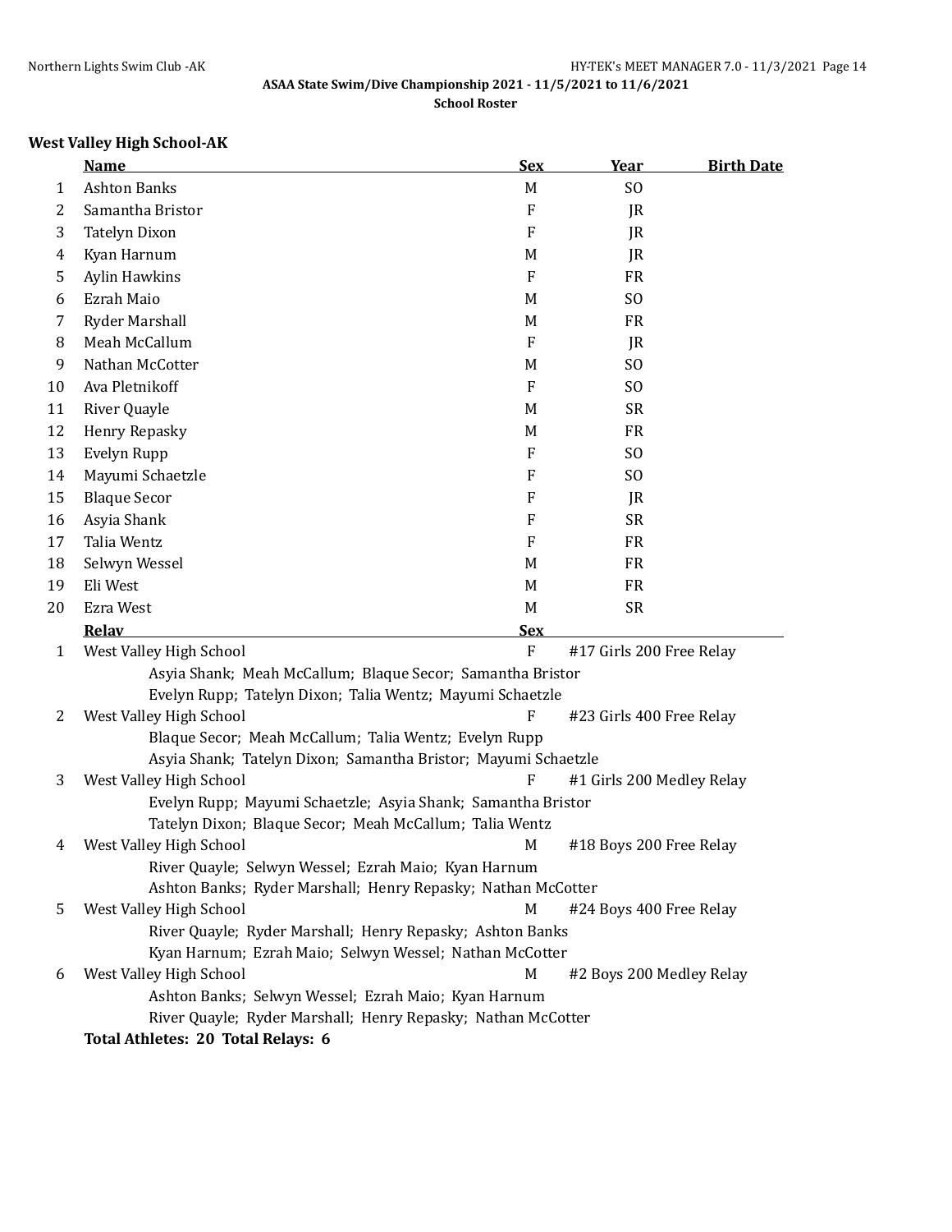## West Valley High School-AK

| | Name | Sex | Year | Birth Date |
|---|---|---|---|---|
| 1 | Ashton Banks | M | SO | |
| 2 | Samantha Bristor | F | JR | |
| 3 | Tatelyn Dixon | F | JR | |
| 4 | Kyan Harnum | M | JR | |
| 5 | Aylin Hawkins | F | FR | |
| 6 | Ezrah Maio | M | SO | |
| 7 | Ryder Marshall | M | FR | |
| 8 | Meah McCallum | F | JR | |
| 9 | Nathan McCotter | M | SO | |
| 10 | Ava Pletnikoff | F | SO | |
| 11 | River Quayle | M | SR | |
| 12 | Henry Repasky | M | FR | |
| 13 | Evelyn Rupp | F | SO | |
| 14 | Mayumi Schaetzle | F | SO | |
| 15 | Blaque Secor | F | JR | |
| 16 | Asyia Shank | F | SR | |
| 17 | Talia Wentz | F | FR | |
| 18 | Selwyn Wessel | M | FR | |
| 19 | Eli West | M | FR | |
| 20 | Ezra West | M | SR | |

| | Relay | Sex | |
|---|---|---|---|
| 1 | West Valley High School | F | #17 Girls 200 Free Relay |
| | Asyia Shank; Meah McCallum; Blaque Secor; Samantha Bristor<br>Evelyn Rupp; Tatelyn Dixon; Talia Wentz; Mayumi Schaetzle | | |
| 2 | West Valley High School | F | #23 Girls 400 Free Relay |
| | Blaque Secor; Meah McCallum; Talia Wentz; Evelyn Rupp<br>Asyia Shank; Tatelyn Dixon; Samantha Bristor; Mayumi Schaetzle | | |
| 3 | West Valley High School | F | #1 Girls 200 Medley Relay |
| | Evelyn Rupp; Mayumi Schaetzle; Asyia Shank; Samantha Bristor<br>Tatelyn Dixon; Blaque Secor; Meah McCallum; Talia Wentz | | |
| 4 | West Valley High School | M | #18 Boys 200 Free Relay |
| | River Quayle; Selwyn Wessel; Ezrah Maio; Kyan Harnum<br>Ashton Banks; Ryder Marshall; Henry Repasky; Nathan McCotter | | |
| 5 | West Valley High School | M | #24 Boys 400 Free Relay |
| | River Quayle; Ryder Marshall; Henry Repasky; Ashton Banks<br>Kyan Harnum; Ezrah Maio; Selwyn Wessel; Nathan McCotter | | |
| 6 | West Valley High School | M | #2 Boys 200 Medley Relay |
| | Ashton Banks; Selwyn Wessel; Ezrah Maio; Kyan Harnum<br>River Quayle; Ryder Marshall; Henry Repasky; Nathan McCotter | | |

**Total Athletes: 20 Total Relays: 6**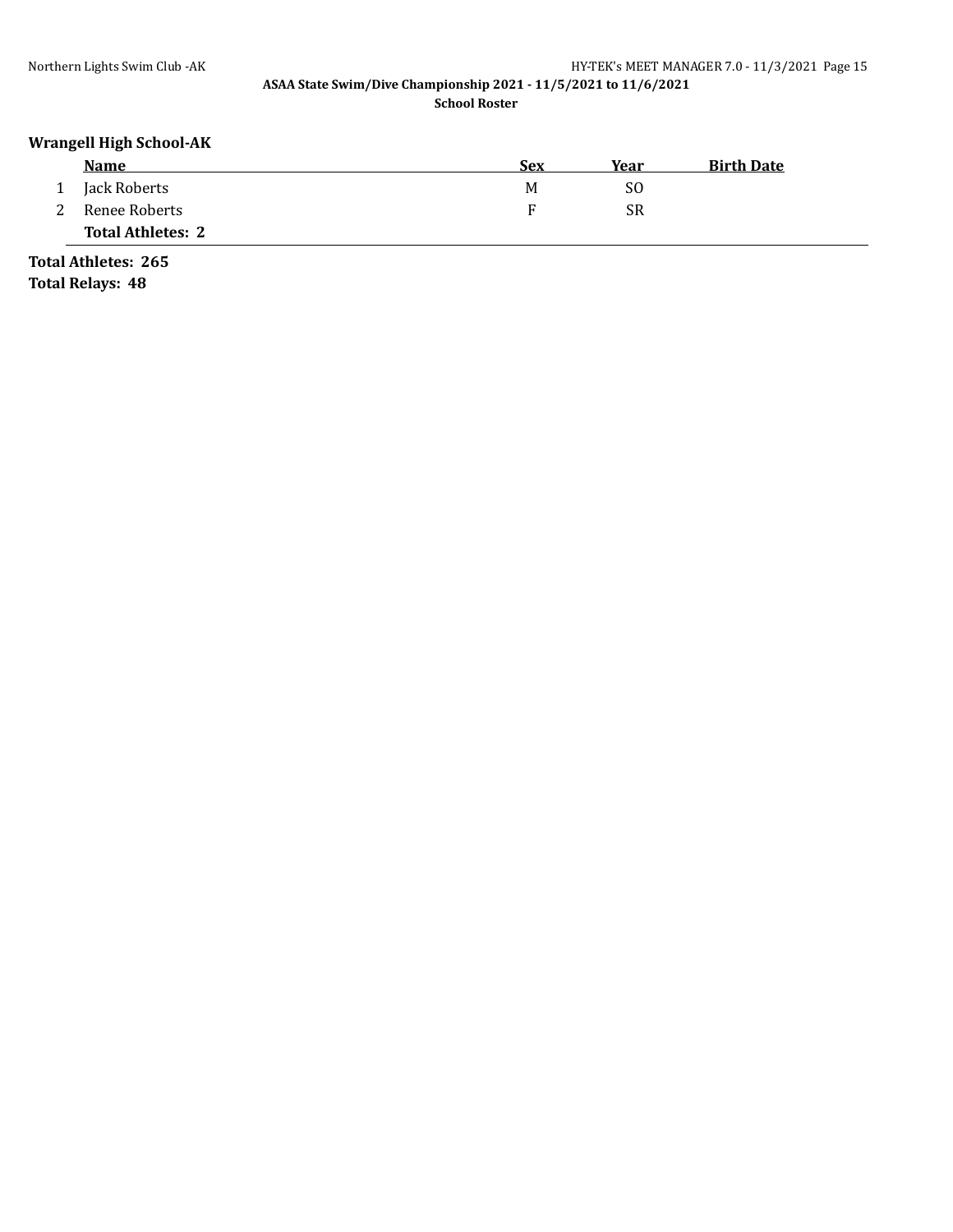## Wrangell High School-AK

| | Name | Sex | Year | Birth Date |
|---|---|---|---|---|
| 1 | Jack Roberts | M | SO | |
| 2 | Renee Roberts | F | SR | |
| | **Total Athletes: 2** | | | |

**Total Athletes: 265**

**Total Relays: 48**